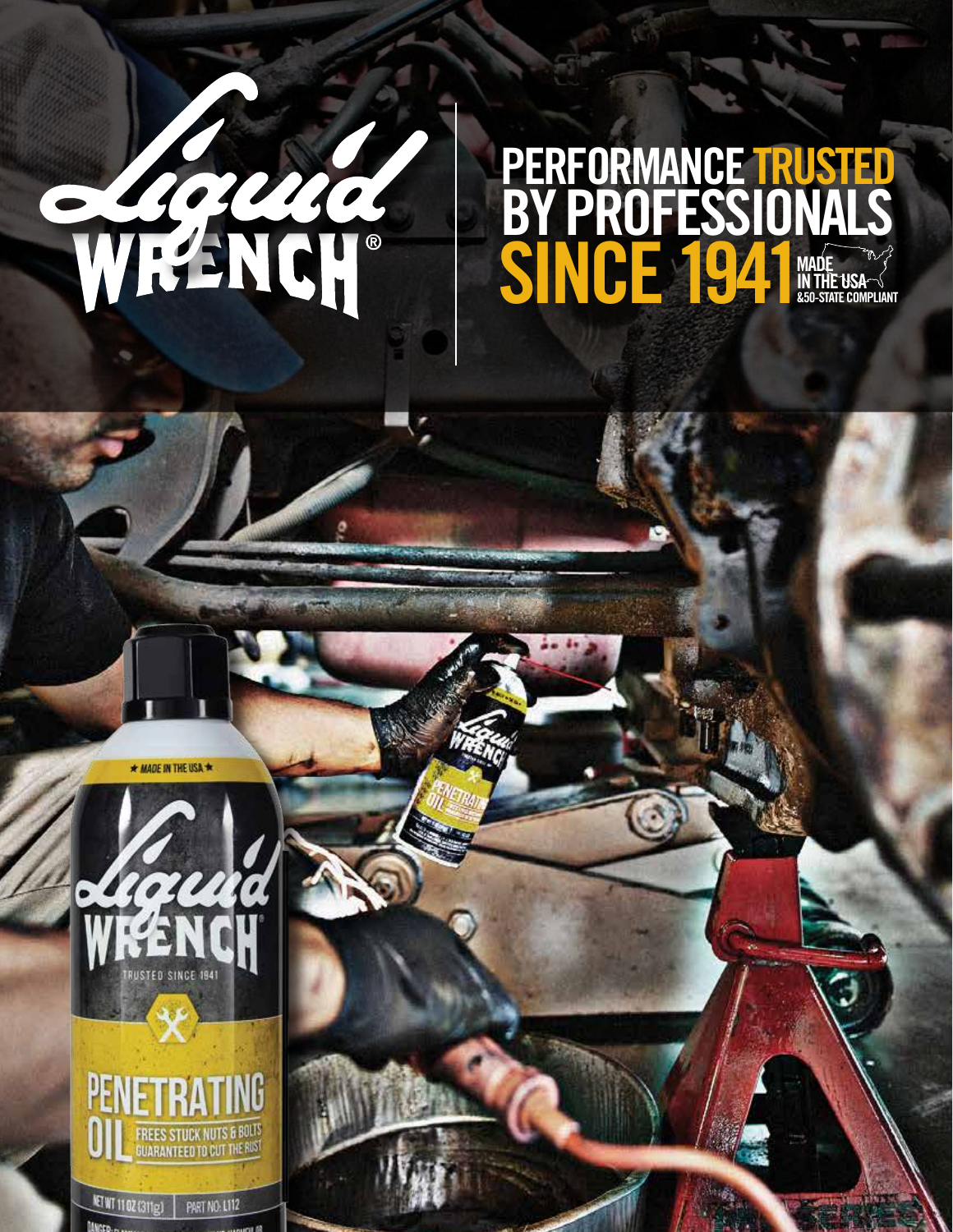# Liquid WRENCH®

## PERFORMANCE TRUSTED BY PROFESSIONALS SINCE 1941

MADE IN THE USA
&50-STATE COMPLIANT

★ MADE IN THE USA ★

Liquid WRENCH

TRUSTED SINCE 1941

PENETRATING OIL

FREES STUCK NUTS & BOLTS
GUARANTEED TO CUT THE RUST

NET WT 11 OZ (311g) PART NO: L112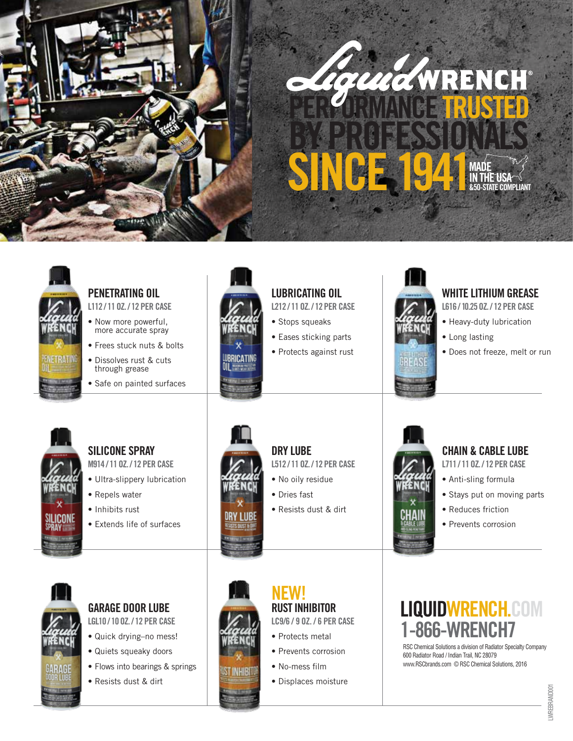# LiquidWRENCH®

## PERFORMANCE TRUSTED BY PROFESSIONALS SINCE 1941

MADE IN THE USA
&50-STATE COMPLIANT

### PENETRATING OIL
**L112 / 11 OZ. / 12 PER CASE**

- Now more powerful, more accurate spray
- Frees stuck nuts & bolts
- Dissolves rust & cuts through grease
- Safe on painted surfaces

### LUBRICATING OIL
**L212 / 11 OZ. / 12 PER CASE**

- Stops squeaks
- Eases sticking parts
- Protects against rust

### WHITE LITHIUM GREASE
**L616 / 10.25 OZ. / 12 PER CASE**

- Heavy-duty lubrication
- Long lasting
- Does not freeze, melt or run

### SILICONE SPRAY
**M914 / 11 OZ. / 12 PER CASE**

- Ultra-slippery lubrication
- Repels water
- Inhibits rust
- Extends life of surfaces

### DRY LUBE
**L512 / 11 OZ. / 12 PER CASE**

- No oily residue
- Dries fast
- Resists dust & dirt

### CHAIN & CABLE LUBE
**L711 / 11 OZ. / 12 PER CASE**

- Anti-sling formula
- Stays put on moving parts
- Reduces friction
- Prevents corrosion

### GARAGE DOOR LUBE
**LGL10 / 10 OZ. / 12 PER CASE**

- Quick drying–no mess!
- Quiets squeaky doors
- Flows into bearings & springs
- Resists dust & dirt

### NEW! RUST INHIBITOR
**LC9/6 / 9 OZ. / 6 PER CASE**

- Protects metal
- Prevents corrosion
- No-mess film
- Displaces moisture

## LIQUIDWRENCH.COM
## 1-866-WRENCH7

RSC Chemical Solutions a division of Radiator Specialty Company
600 Radiator Road / Indian Trail, NC 28079
www.RSCbrands.com © RSC Chemical Solutions, 2016

LWREBRAND001